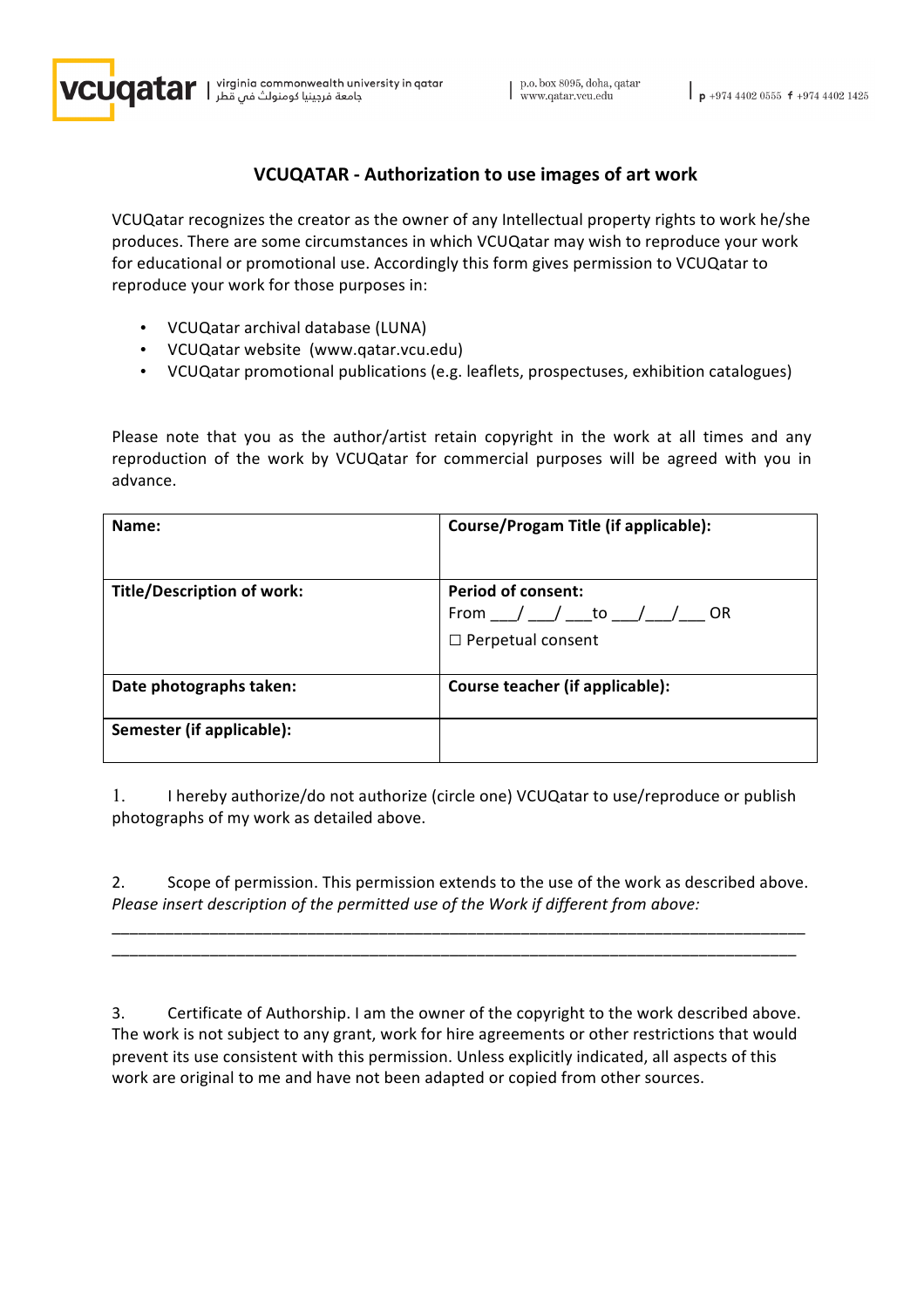vcuqatar | virginia commonwealth university in qatar
جامعة فرجينيا كومنولث في قطر

p.o. box 8095, doha, qatar
www.qatar.vcu.edu

p +974 4402 0555 f +974 4402 1425

## VCUQATAR - Authorization to use images of art work

VCUQatar recognizes the creator as the owner of any Intellectual property rights to work he/she produces. There are some circumstances in which VCUQatar may wish to reproduce your work for educational or promotional use. Accordingly this form gives permission to VCUQatar to reproduce your work for those purposes in:

- VCUQatar archival database (LUNA)
- VCUQatar website (www.qatar.vcu.edu)
- VCUQatar promotional publications (e.g. leaflets, prospectuses, exhibition catalogues)

Please note that you as the author/artist retain copyright in the work at all times and any reproduction of the work by VCUQatar for commercial purposes will be agreed with you in advance.

| | |
|---|---|
| **Name:** | **Course/Progam Title (if applicable):** |
| **Title/Description of work:** | **Period of consent:**<br>From ___/ ___/ ___to ___/___/___ OR<br>☐ Perpetual consent |
| **Date photographs taken:** | **Course teacher (if applicable):** |
| **Semester (if applicable):** | |

1. I hereby authorize/do not authorize (circle one) VCUQatar to use/reproduce or publish photographs of my work as detailed above.

2. Scope of permission. This permission extends to the use of the work as described above. *Please insert description of the permitted use of the Work if different from above:*

_______________________________________________________________________________
_______________________________________________________________________________

3. Certificate of Authorship. I am the owner of the copyright to the work described above. The work is not subject to any grant, work for hire agreements or other restrictions that would prevent its use consistent with this permission. Unless explicitly indicated, all aspects of this work are original to me and have not been adapted or copied from other sources.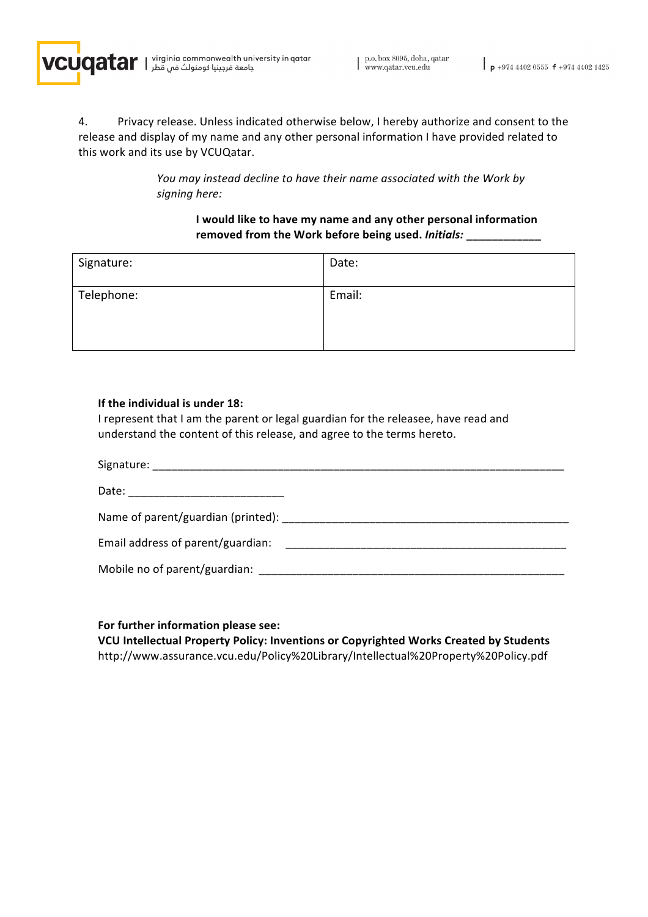4. Privacy release. Unless indicated otherwise below, I hereby authorize and consent to the release and display of my name and any other personal information I have provided related to this work and its use by VCUQatar.

*You may instead decline to have their name associated with the Work by signing here:*

**I would like to have my name and any other personal information removed from the Work before being used. *Initials:* ____________**

| | |
|---|---|
| Signature: | Date: |
| Telephone: | Email: |

**If the individual is under 18:**

I represent that I am the parent or legal guardian for the releasee, have read and understand the content of this release, and agree to the terms hereto.

Signature: ______________________________________________________________________

Date: _________________________

Name of parent/guardian (printed): ________________________________________________

Email address of parent/guardian: _______________________________________________

Mobile no of parent/guardian: ___________________________________________________

**For further information please see:**

**VCU Intellectual Property Policy: Inventions or Copyrighted Works Created by Students**

http://www.assurance.vcu.edu/Policy%20Library/Intellectual%20Property%20Policy.pdf